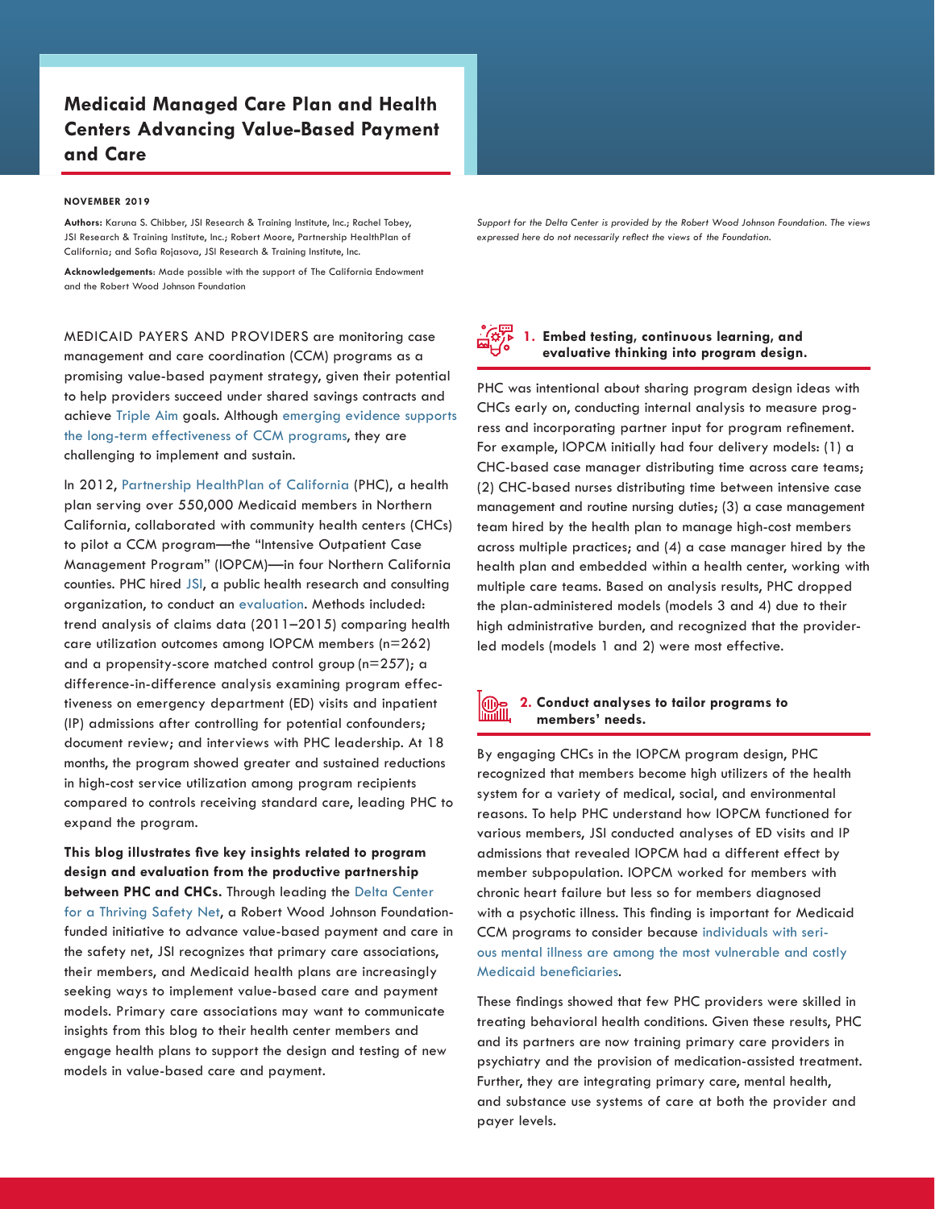# Medicaid Managed Care Plan and Health Centers Advancing Value-Based Payment and Care

**NOVEMBER 2019**

**Authors:** Karuna S. Chibber, JSI Research & Training Institute, Inc.; Rachel Tobey, JSI Research & Training Institute, Inc.; Robert Moore, Partnership HealthPlan of California; and Sofia Rojasova, JSI Research & Training Institute, Inc.

**Acknowledgements**: Made possible with the support of The California Endowment and the Robert Wood Johnson Foundation

*Support for the Delta Center is provided by the Robert Wood Johnson Foundation. The views expressed here do not necessarily reflect the views of the Foundation.*

MEDICAID PAYERS AND PROVIDERS are monitoring case management and care coordination (CCM) programs as a promising value-based payment strategy, given their potential to help providers succeed under shared savings contracts and achieve Triple Aim goals. Although emerging evidence supports the long-term effectiveness of CCM programs, they are challenging to implement and sustain.

In 2012, Partnership HealthPlan of California (PHC), a health plan serving over 550,000 Medicaid members in Northern California, collaborated with community health centers (CHCs) to pilot a CCM program—the "Intensive Outpatient Case Management Program" (IOPCM)—in four Northern California counties. PHC hired JSI, a public health research and consulting organization, to conduct an evaluation. Methods included: trend analysis of claims data (2011–2015) comparing health care utilization outcomes among IOPCM members (n=262) and a propensity-score matched control group (n=257); a difference-in-difference analysis examining program effectiveness on emergency department (ED) visits and inpatient (IP) admissions after controlling for potential confounders; document review; and interviews with PHC leadership. At 18 months, the program showed greater and sustained reductions in high-cost service utilization among program recipients compared to controls receiving standard care, leading PHC to expand the program.

**This blog illustrates five key insights related to program design and evaluation from the productive partnership between PHC and CHCs.** Through leading the Delta Center for a Thriving Safety Net, a Robert Wood Johnson Foundation-funded initiative to advance value-based payment and care in the safety net, JSI recognizes that primary care associations, their members, and Medicaid health plans are increasingly seeking ways to implement value-based care and payment models. Primary care associations may want to communicate insights from this blog to their health center members and engage health plans to support the design and testing of new models in value-based care and payment.

## 1. Embed testing, continuous learning, and evaluative thinking into program design.

PHC was intentional about sharing program design ideas with CHCs early on, conducting internal analysis to measure progress and incorporating partner input for program refinement. For example, IOPCM initially had four delivery models: (1) a CHC-based case manager distributing time across care teams; (2) CHC-based nurses distributing time between intensive case management and routine nursing duties; (3) a case management team hired by the health plan to manage high-cost members across multiple practices; and (4) a case manager hired by the health plan and embedded within a health center, working with multiple care teams. Based on analysis results, PHC dropped the plan-administered models (models 3 and 4) due to their high administrative burden, and recognized that the provider-led models (models 1 and 2) were most effective.

## 2. Conduct analyses to tailor programs to members' needs.

By engaging CHCs in the IOPCM program design, PHC recognized that members become high utilizers of the health system for a variety of medical, social, and environmental reasons. To help PHC understand how IOPCM functioned for various members, JSI conducted analyses of ED visits and IP admissions that revealed IOPCM had a different effect by member subpopulation. IOPCM worked for members with chronic heart failure but less so for members diagnosed with a psychotic illness. This finding is important for Medicaid CCM programs to consider because individuals with serious mental illness are among the most vulnerable and costly Medicaid beneficiaries.

These findings showed that few PHC providers were skilled in treating behavioral health conditions. Given these results, PHC and its partners are now training primary care providers in psychiatry and the provision of medication-assisted treatment. Further, they are integrating primary care, mental health, and substance use systems of care at both the provider and payer levels.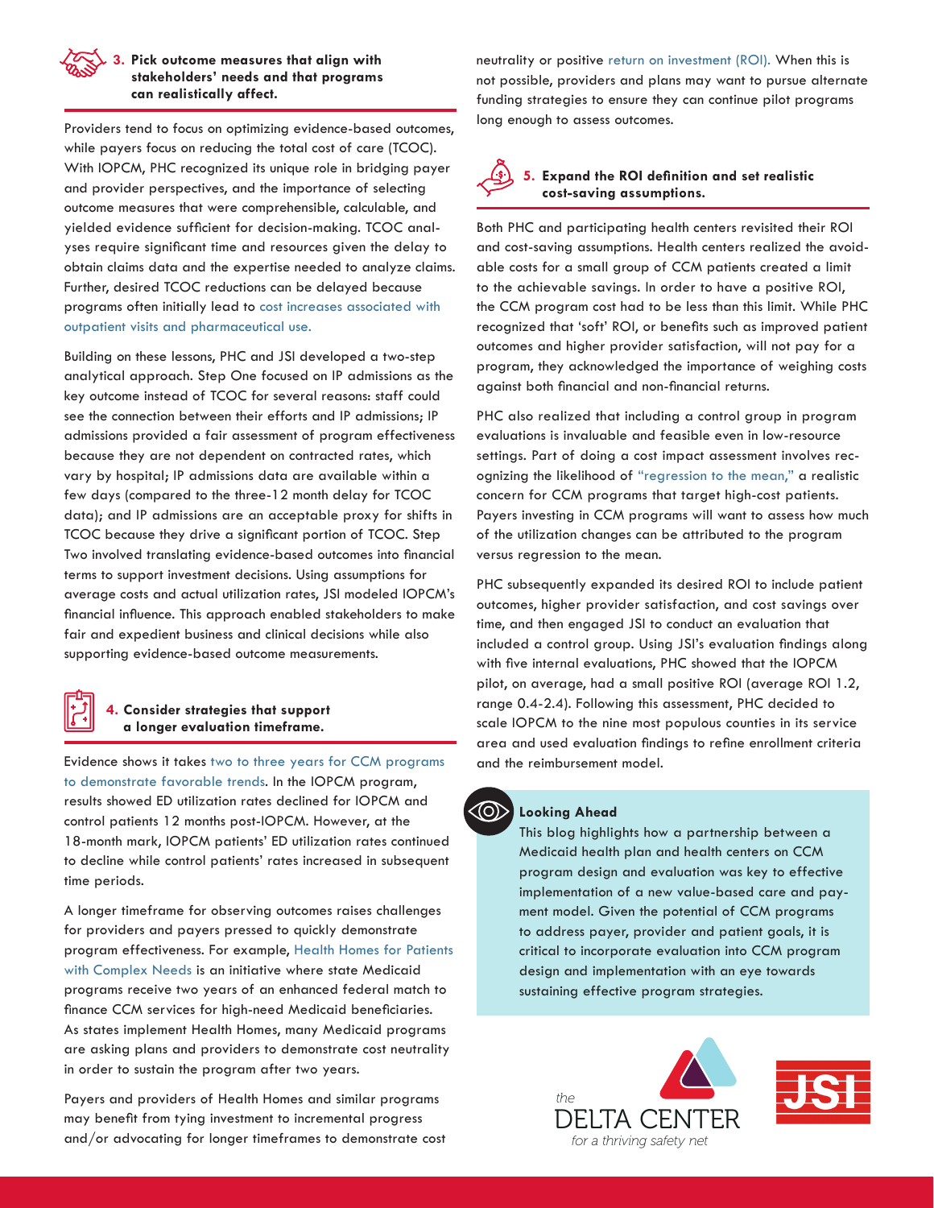### 3. Pick outcome measures that align with stakeholders' needs and that programs can realistically affect.

Providers tend to focus on optimizing evidence-based outcomes, while payers focus on reducing the total cost of care (TCOC). With IOPCM, PHC recognized its unique role in bridging payer and provider perspectives, and the importance of selecting outcome measures that were comprehensible, calculable, and yielded evidence sufficient for decision-making. TCOC analyses require significant time and resources given the delay to obtain claims data and the expertise needed to analyze claims. Further, desired TCOC reductions can be delayed because programs often initially lead to cost increases associated with outpatient visits and pharmaceutical use.

Building on these lessons, PHC and JSI developed a two-step analytical approach. Step One focused on IP admissions as the key outcome instead of TCOC for several reasons: staff could see the connection between their efforts and IP admissions; IP admissions provided a fair assessment of program effectiveness because they are not dependent on contracted rates, which vary by hospital; IP admissions data are available within a few days (compared to the three-12 month delay for TCOC data); and IP admissions are an acceptable proxy for shifts in TCOC because they drive a significant portion of TCOC. Step Two involved translating evidence-based outcomes into financial terms to support investment decisions. Using assumptions for average costs and actual utilization rates, JSI modeled IOPCM's financial influence. This approach enabled stakeholders to make fair and expedient business and clinical decisions while also supporting evidence-based outcome measurements.

### 4. Consider strategies that support a longer evaluation timeframe.

Evidence shows it takes two to three years for CCM programs to demonstrate favorable trends. In the IOPCM program, results showed ED utilization rates declined for IOPCM and control patients 12 months post-IOPCM. However, at the 18-month mark, IOPCM patients' ED utilization rates continued to decline while control patients' rates increased in subsequent time periods.

A longer timeframe for observing outcomes raises challenges for providers and payers pressed to quickly demonstrate program effectiveness. For example, Health Homes for Patients with Complex Needs is an initiative where state Medicaid programs receive two years of an enhanced federal match to finance CCM services for high-need Medicaid beneficiaries. As states implement Health Homes, many Medicaid programs are asking plans and providers to demonstrate cost neutrality in order to sustain the program after two years.

Payers and providers of Health Homes and similar programs may benefit from tying investment to incremental progress and/or advocating for longer timeframes to demonstrate cost neutrality or positive return on investment (ROI). When this is not possible, providers and plans may want to pursue alternate funding strategies to ensure they can continue pilot programs long enough to assess outcomes.

### 5. Expand the ROI definition and set realistic cost-saving assumptions.

Both PHC and participating health centers revisited their ROI and cost-saving assumptions. Health centers realized the avoidable costs for a small group of CCM patients created a limit to the achievable savings. In order to have a positive ROI, the CCM program cost had to be less than this limit. While PHC recognized that 'soft' ROI, or benefits such as improved patient outcomes and higher provider satisfaction, will not pay for a program, they acknowledged the importance of weighing costs against both financial and non-financial returns.

PHC also realized that including a control group in program evaluations is invaluable and feasible even in low-resource settings. Part of doing a cost impact assessment involves recognizing the likelihood of "regression to the mean," a realistic concern for CCM programs that target high-cost patients. Payers investing in CCM programs will want to assess how much of the utilization changes can be attributed to the program versus regression to the mean.

PHC subsequently expanded its desired ROI to include patient outcomes, higher provider satisfaction, and cost savings over time, and then engaged JSI to conduct an evaluation that included a control group. Using JSI's evaluation findings along with five internal evaluations, PHC showed that the IOPCM pilot, on average, had a small positive ROI (average ROI 1.2, range 0.4-2.4). Following this assessment, PHC decided to scale IOPCM to the nine most populous counties in its service area and used evaluation findings to refine enrollment criteria and the reimbursement model.

### Looking Ahead

This blog highlights how a partnership between a Medicaid health plan and health centers on CCM program design and evaluation was key to effective implementation of a new value-based care and payment model. Given the potential of CCM programs to address payer, provider and patient goals, it is critical to incorporate evaluation into CCM program design and implementation with an eye towards sustaining effective program strategies.

the DELTA CENTER for a thriving safety net

JSI